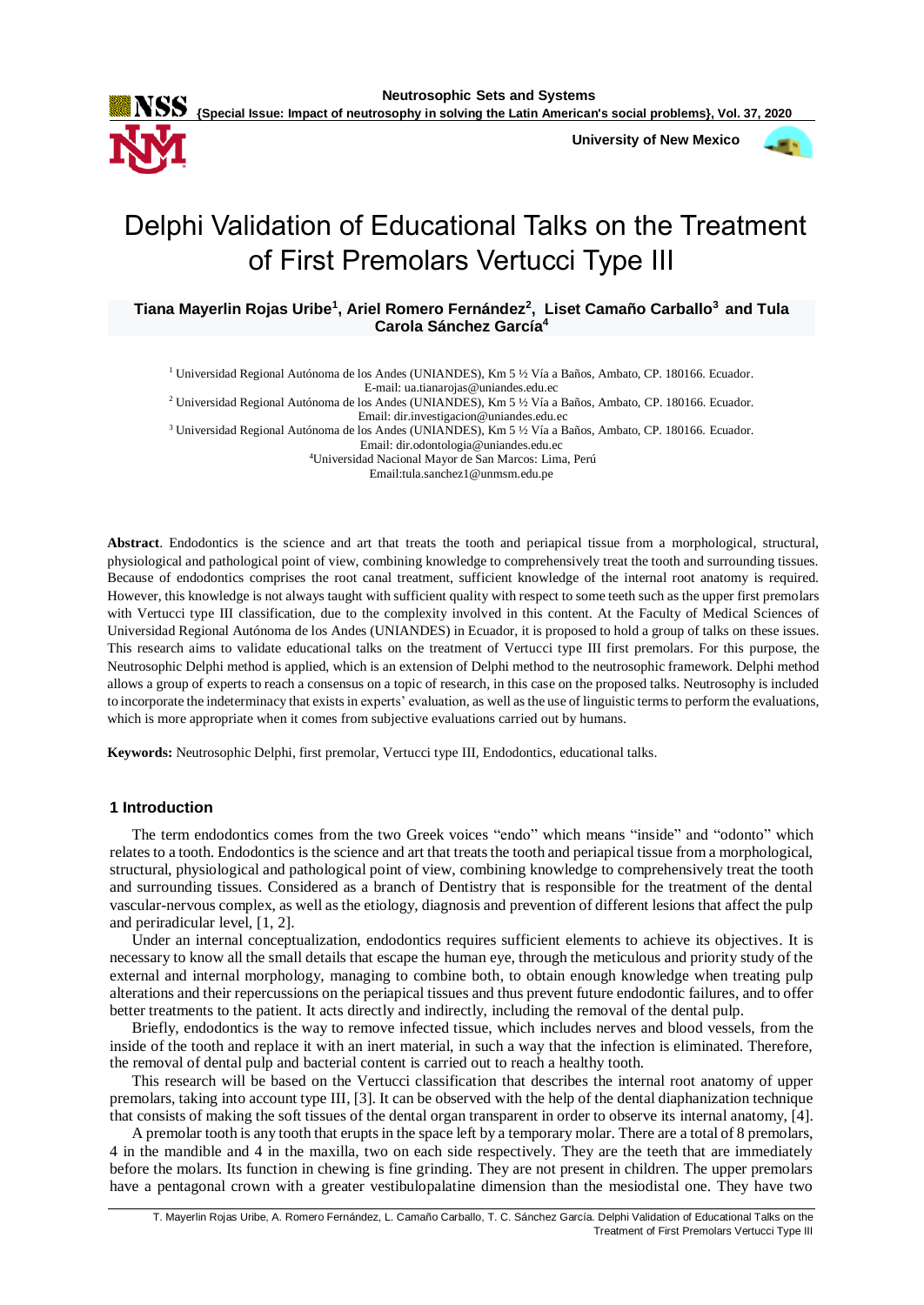# Delphi Validation of Educational Talks on the Treatment of First Premolars Vertucci Type III

**Tiana Mayerlin Rojas Uribe[1], Ariel Romero Fernández[2], Liset Camaño Carballo[3] and Tula Carola Sánchez García[4]**

[1] Universidad Regional Autónoma de los Andes (UNIANDES), Km 5 ½ Vía a Baños, Ambato, CP. 180166. Ecuador. E-mail: ua.tianarojas@uniandes.edu.ec
[2] Universidad Regional Autónoma de los Andes (UNIANDES), Km 5 ½ Vía a Baños, Ambato, CP. 180166. Ecuador. Email: dir.investigacion@uniandes.edu.ec
[3] Universidad Regional Autónoma de los Andes (UNIANDES), Km 5 ½ Vía a Baños, Ambato, CP. 180166. Ecuador. Email: dir.odontologia@uniandes.edu.ec
[4] Universidad Nacional Mayor de San Marcos: Lima, Perú Email:tula.sanchez1@unmsm.edu.pe

**Abstract**. Endodontics is the science and art that treats the tooth and periapical tissue from a morphological, structural, physiological and pathological point of view, combining knowledge to comprehensively treat the tooth and surrounding tissues. Because of endodontics comprises the root canal treatment, sufficient knowledge of the internal root anatomy is required. However, this knowledge is not always taught with sufficient quality with respect to some teeth such as the upper first premolars with Vertucci type III classification, due to the complexity involved in this content. At the Faculty of Medical Sciences of Universidad Regional Autónoma de los Andes (UNIANDES) in Ecuador, it is proposed to hold a group of talks on these issues. This research aims to validate educational talks on the treatment of Vertucci type III first premolars. For this purpose, the Neutrosophic Delphi method is applied, which is an extension of Delphi method to the neutrosophic framework. Delphi method allows a group of experts to reach a consensus on a topic of research, in this case on the proposed talks. Neutrosophy is included to incorporate the indeterminacy that exists in experts' evaluation, as well as the use of linguistic terms to perform the evaluations, which is more appropriate when it comes from subjective evaluations carried out by humans.

**Keywords:** Neutrosophic Delphi, first premolar, Vertucci type III, Endodontics, educational talks.

## 1 Introduction

The term endodontics comes from the two Greek voices "endo" which means "inside" and "odonto" which relates to a tooth. Endodontics is the science and art that treats the tooth and periapical tissue from a morphological, structural, physiological and pathological point of view, combining knowledge to comprehensively treat the tooth and surrounding tissues. Considered as a branch of Dentistry that is responsible for the treatment of the dental vascular-nervous complex, as well as the etiology, diagnosis and prevention of different lesions that affect the pulp and periradicular level, [1, 2].

Under an internal conceptualization, endodontics requires sufficient elements to achieve its objectives. It is necessary to know all the small details that escape the human eye, through the meticulous and priority study of the external and internal morphology, managing to combine both, to obtain enough knowledge when treating pulp alterations and their repercussions on the periapical tissues and thus prevent future endodontic failures, and to offer better treatments to the patient. It acts directly and indirectly, including the removal of the dental pulp.

Briefly, endodontics is the way to remove infected tissue, which includes nerves and blood vessels, from the inside of the tooth and replace it with an inert material, in such a way that the infection is eliminated. Therefore, the removal of dental pulp and bacterial content is carried out to reach a healthy tooth.

This research will be based on the Vertucci classification that describes the internal root anatomy of upper premolars, taking into account type III, [3]. It can be observed with the help of the dental diaphanization technique that consists of making the soft tissues of the dental organ transparent in order to observe its internal anatomy, [4].

A premolar tooth is any tooth that erupts in the space left by a temporary molar. There are a total of 8 premolars, 4 in the mandible and 4 in the maxilla, two on each side respectively. They are the teeth that are immediately before the molars. Its function in chewing is fine grinding. They are not present in children. The upper premolars have a pentagonal crown with a greater vestibulopalatine dimension than the mesiodistal one. They have two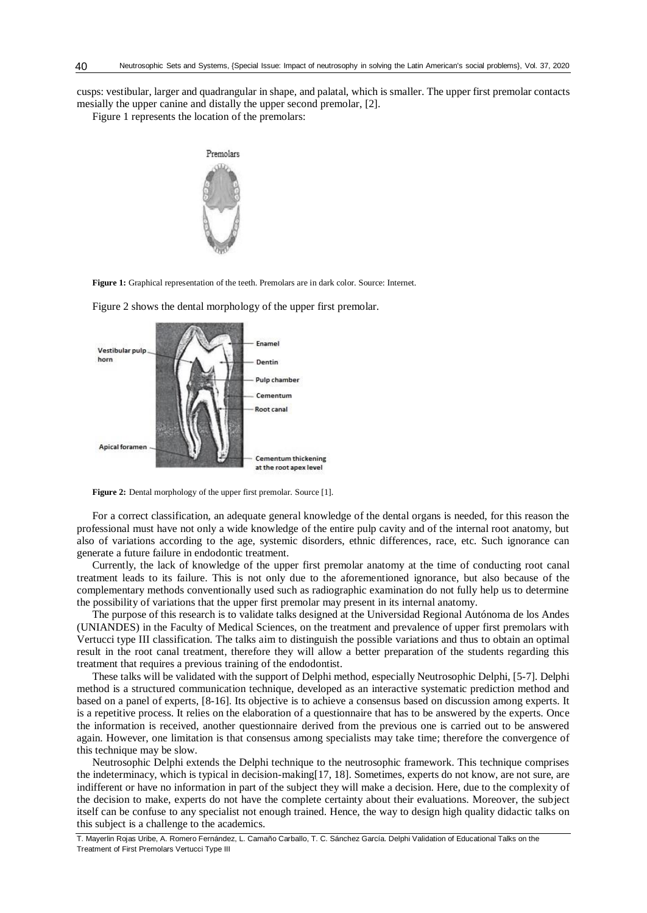cusps: vestibular, larger and quadrangular in shape, and palatal, which is smaller. The upper first premolar contacts mesially the upper canine and distally the upper second premolar, [2].

Figure 1 represents the location of the premolars:

**Figure 1:** Graphical representation of the teeth. Premolars are in dark color. Source: Internet.

Figure 2 shows the dental morphology of the upper first premolar.

**Figure 2:** Dental morphology of the upper first premolar. Source [1].

For a correct classification, an adequate general knowledge of the dental organs is needed, for this reason the professional must have not only a wide knowledge of the entire pulp cavity and of the internal root anatomy, but also of variations according to the age, systemic disorders, ethnic differences, race, etc. Such ignorance can generate a future failure in endodontic treatment.

Currently, the lack of knowledge of the upper first premolar anatomy at the time of conducting root canal treatment leads to its failure. This is not only due to the aforementioned ignorance, but also because of the complementary methods conventionally used such as radiographic examination do not fully help us to determine the possibility of variations that the upper first premolar may present in its internal anatomy.

The purpose of this research is to validate talks designed at the Universidad Regional Autónoma de los Andes (UNIANDES) in the Faculty of Medical Sciences, on the treatment and prevalence of upper first premolars with Vertucci type III classification. The talks aim to distinguish the possible variations and thus to obtain an optimal result in the root canal treatment, therefore they will allow a better preparation of the students regarding this treatment that requires a previous training of the endodontist.

These talks will be validated with the support of Delphi method, especially Neutrosophic Delphi, [5-7]. Delphi method is a structured communication technique, developed as an interactive systematic prediction method and based on a panel of experts, [8-16]. Its objective is to achieve a consensus based on discussion among experts. It is a repetitive process. It relies on the elaboration of a questionnaire that has to be answered by the experts. Once the information is received, another questionnaire derived from the previous one is carried out to be answered again. However, one limitation is that consensus among specialists may take time; therefore the convergence of this technique may be slow.

Neutrosophic Delphi extends the Delphi technique to the neutrosophic framework. This technique comprises the indeterminacy, which is typical in decision-making[17, 18]. Sometimes, experts do not know, are not sure, are indifferent or have no information in part of the subject they will make a decision. Here, due to the complexity of the decision to make, experts do not have the complete certainty about their evaluations. Moreover, the subject itself can be confuse to any specialist not enough trained. Hence, the way to design high quality didactic talks on this subject is a challenge to the academics.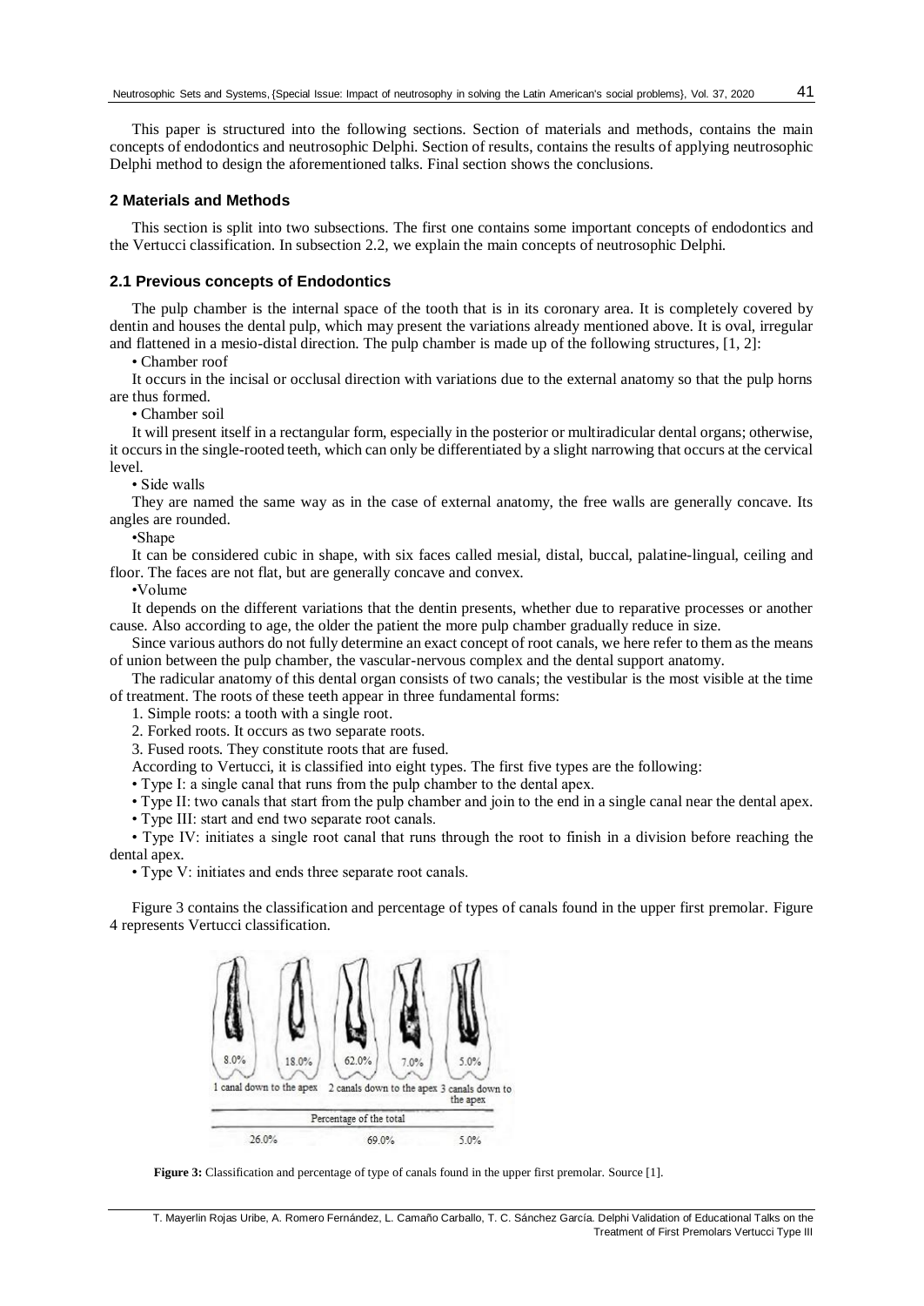This paper is structured into the following sections. Section of materials and methods, contains the main concepts of endodontics and neutrosophic Delphi. Section of results, contains the results of applying neutrosophic Delphi method to design the aforementioned talks. Final section shows the conclusions.

## 2 Materials and Methods

This section is split into two subsections. The first one contains some important concepts of endodontics and the Vertucci classification. In subsection 2.2, we explain the main concepts of neutrosophic Delphi.

### 2.1 Previous concepts of Endodontics

The pulp chamber is the internal space of the tooth that is in its coronary area. It is completely covered by dentin and houses the dental pulp, which may present the variations already mentioned above. It is oval, irregular and flattened in a mesio-distal direction. The pulp chamber is made up of the following structures, [1, 2]:

• Chamber roof

It occurs in the incisal or occlusal direction with variations due to the external anatomy so that the pulp horns are thus formed.

• Chamber soil

It will present itself in a rectangular form, especially in the posterior or multiradicular dental organs; otherwise, it occurs in the single-rooted teeth, which can only be differentiated by a slight narrowing that occurs at the cervical level.

• Side walls

They are named the same way as in the case of external anatomy, the free walls are generally concave. Its angles are rounded.

•Shape

It can be considered cubic in shape, with six faces called mesial, distal, buccal, palatine-lingual, ceiling and floor. The faces are not flat, but are generally concave and convex.

•Volume

It depends on the different variations that the dentin presents, whether due to reparative processes or another cause. Also according to age, the older the patient the more pulp chamber gradually reduce in size.

Since various authors do not fully determine an exact concept of root canals, we here refer to them as the means of union between the pulp chamber, the vascular-nervous complex and the dental support anatomy.

The radicular anatomy of this dental organ consists of two canals; the vestibular is the most visible at the time of treatment. The roots of these teeth appear in three fundamental forms:

1. Simple roots: a tooth with a single root.
2. Forked roots. It occurs as two separate roots.
3. Fused roots. They constitute roots that are fused.

According to Vertucci, it is classified into eight types. The first five types are the following:

• Type I: a single canal that runs from the pulp chamber to the dental apex.

• Type II: two canals that start from the pulp chamber and join to the end in a single canal near the dental apex.

• Type III: start and end two separate root canals.

• Type IV: initiates a single root canal that runs through the root to finish in a division before reaching the dental apex.

• Type V: initiates and ends three separate root canals.

Figure 3 contains the classification and percentage of types of canals found in the upper first premolar. Figure 4 represents Vertucci classification.

| 8.0% | 18.0% | 62.0% | 7.0% | 5.0% |
|---|---|---|---|---|
| 1 canal down to the apex | | 2 canals down to the apex | | 3 canals down to the apex |
| Percentage of the total | | | | |
| 26.0% | | 69.0% | | 5.0% |

**Figure 3:** Classification and percentage of type of canals found in the upper first premolar. Source [1].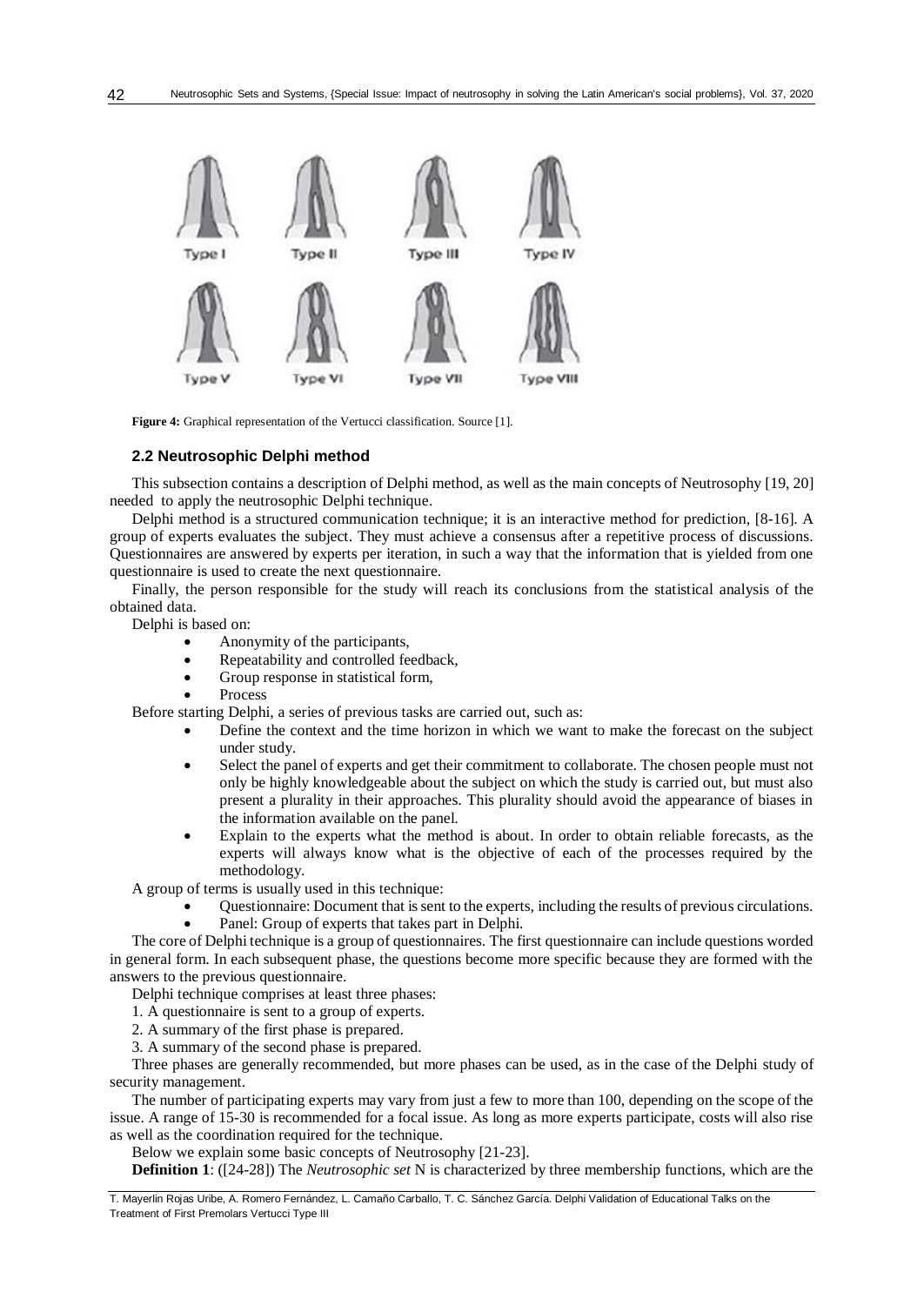Type I Type II Type III Type IV

Type V Type VI Type VII Type VIII

**Figure 4:** Graphical representation of the Vertucci classification. Source [1].

### 2.2 Neutrosophic Delphi method

This subsection contains a description of Delphi method, as well as the main concepts of Neutrosophy [19, 20] needed to apply the neutrosophic Delphi technique.

Delphi method is a structured communication technique; it is an interactive method for prediction, [8-16]. A group of experts evaluates the subject. They must achieve a consensus after a repetitive process of discussions. Questionnaires are answered by experts per iteration, in such a way that the information that is yielded from one questionnaire is used to create the next questionnaire.

Finally, the person responsible for the study will reach its conclusions from the statistical analysis of the obtained data.

Delphi is based on:

- Anonymity of the participants,
- Repeatability and controlled feedback,
- Group response in statistical form,
- Process

Before starting Delphi, a series of previous tasks are carried out, such as:

- Define the context and the time horizon in which we want to make the forecast on the subject under study.
- Select the panel of experts and get their commitment to collaborate. The chosen people must not only be highly knowledgeable about the subject on which the study is carried out, but must also present a plurality in their approaches. This plurality should avoid the appearance of biases in the information available on the panel.
- Explain to the experts what the method is about. In order to obtain reliable forecasts, as the experts will always know what is the objective of each of the processes required by the methodology.

A group of terms is usually used in this technique:

- Questionnaire: Document that is sent to the experts, including the results of previous circulations.
- Panel: Group of experts that takes part in Delphi.

The core of Delphi technique is a group of questionnaires. The first questionnaire can include questions worded in general form. In each subsequent phase, the questions become more specific because they are formed with the answers to the previous questionnaire.

Delphi technique comprises at least three phases:

1. A questionnaire is sent to a group of experts.
2. A summary of the first phase is prepared.
3. A summary of the second phase is prepared.

Three phases are generally recommended, but more phases can be used, as in the case of the Delphi study of security management.

The number of participating experts may vary from just a few to more than 100, depending on the scope of the issue. A range of 15-30 is recommended for a focal issue. As long as more experts participate, costs will also rise as well as the coordination required for the technique.

Below we explain some basic concepts of Neutrosophy [21-23].

**Definition 1**: ([24-28]) The *Neutrosophic set* N is characterized by three membership functions, which are the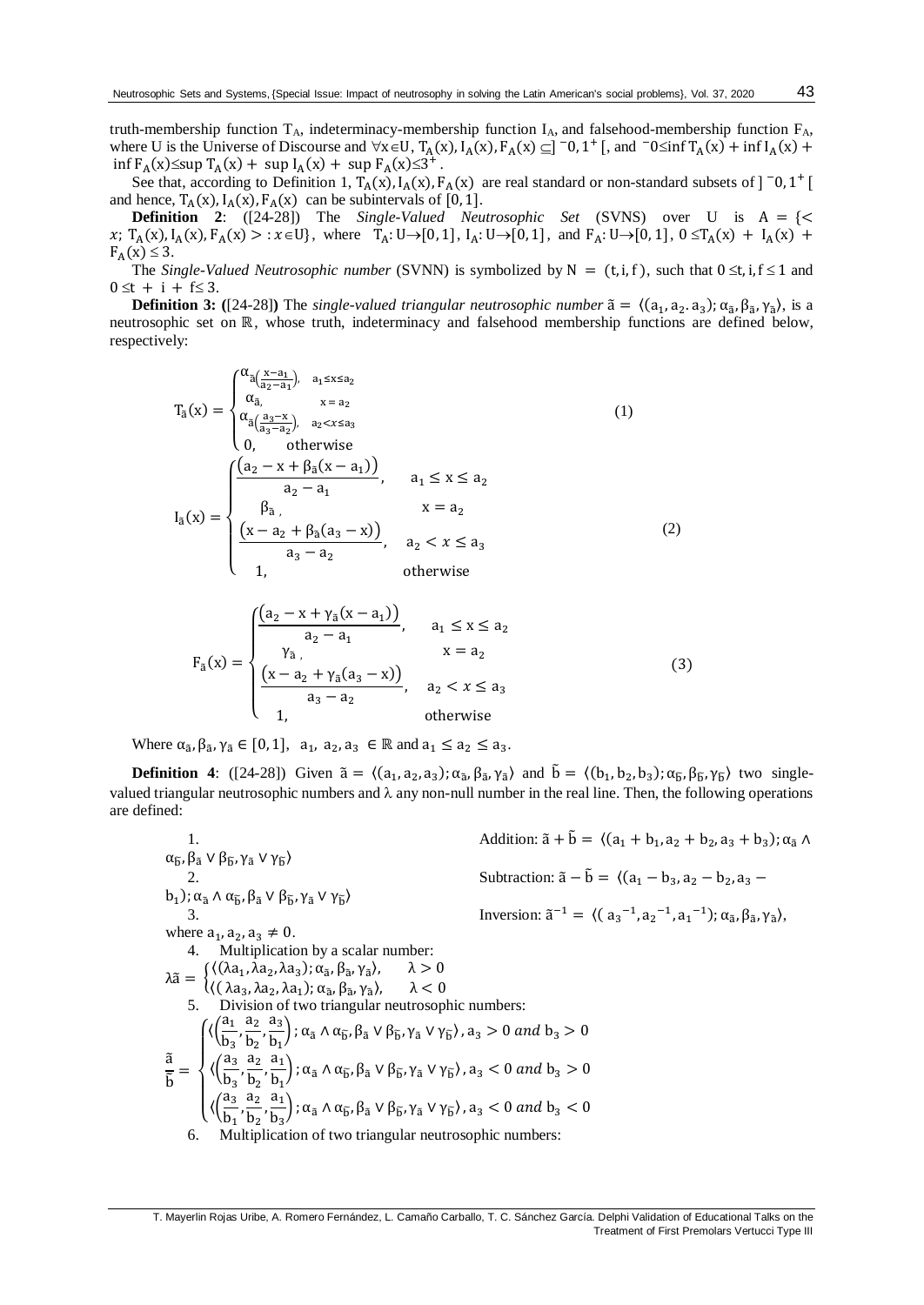truth-membership function $T_A$, indeterminacy-membership function $I_A$, and falsehood-membership function $F_A$, where U is the Universe of Discourse and $\forall x \in U$, $T_A(x), I_A(x), F_A(x) \subseteq ]^{-}0, 1^{+}[$, and $^{-}0 \leq \inf T_A(x) + \inf I_A(x) + \inf F_A(x) \leq \sup T_A(x) + \sup I_A(x) + \sup F_A(x) \leq 3^{+}$.

See that, according to Definition 1, $T_A(x), I_A(x), F_A(x)$ are real standard or non-standard subsets of $]^{-}0, 1^{+}[$ and hence, $T_A(x), I_A(x), F_A(x)$ can be subintervals of $[0, 1]$.

**Definition 2**: ([24-28]) The *Single-Valued Neutrosophic Set* (SVNS) over U is $A = \{< x; T_A(x), I_A(x), F_A(x) > : x \in U\}$, where $T_A: U \rightarrow [0, 1]$, $I_A: U \rightarrow [0, 1]$, and $F_A: U \rightarrow [0, 1]$, $0 \leq T_A(x) + I_A(x) + F_A(x) \leq 3$.

The *Single-Valued Neutrosophic number* (SVNN) is symbolized by $N = (t, i, f)$, such that $0 \leq t, i, f \leq 1$ and $0 \leq t + i + f \leq 3$.

**Definition 3: (**[24-28]**)** The *single-valued triangular neutrosophic number* $\tilde{a} = \langle (a_1, a_2, a_3); \alpha_{\tilde{a}}, \beta_{\tilde{a}}, \gamma_{\tilde{a}} \rangle$, is a neutrosophic set on $\mathbb{R}$, whose truth, indeterminacy and falsehood membership functions are defined below, respectively:

$$T_{\tilde{a}}(x) = \begin{cases} \alpha_{\tilde{a}\left(\frac{x-a_1}{a_2-a_1}\right)}, & a_1 \leq x \leq a_2 \\ \alpha_{\tilde{a}}, & x = a_2 \\ \alpha_{\tilde{a}\left(\frac{a_3-x}{a_3-a_2}\right)}, & a_2 < x \leq a_3 \\ 0, & \text{otherwise} \end{cases} \quad (1)$$

$$I_{\tilde{a}}(x) = \begin{cases} \frac{\left(a_2 - x + \beta_{\tilde{a}}(x - a_1)\right)}{a_2 - a_1}, & a_1 \leq x \leq a_2 \\ \beta_{\tilde{a}}, & x = a_2 \\ \frac{\left(x - a_2 + \beta_{\tilde{a}}(a_3 - x)\right)}{a_3 - a_2}, & a_2 < x \leq a_3 \\ 1, & \text{otherwise} \end{cases} \quad (2)$$

$$F_{\tilde{a}}(x) = \begin{cases} \frac{\left(a_2 - x + \gamma_{\tilde{a}}(x - a_1)\right)}{a_2 - a_1}, & a_1 \leq x \leq a_2 \\ \gamma_{\tilde{a}}, & x = a_2 \\ \frac{\left(x - a_2 + \gamma_{\tilde{a}}(a_3 - x)\right)}{a_3 - a_2}, & a_2 < x \leq a_3 \\ 1, & \text{otherwise} \end{cases} \quad (3)$$

Where $\alpha_{\tilde{a}}, \beta_{\tilde{a}}, \gamma_{\tilde{a}} \in [0, 1]$, $a_1, a_2, a_3 \in \mathbb{R}$ and $a_1 \leq a_2 \leq a_3$.

**Definition 4**: ([24-28]) Given $\tilde{a} = \langle (a_1, a_2, a_3); \alpha_{\tilde{a}}, \beta_{\tilde{a}}, \gamma_{\tilde{a}} \rangle$ and $\tilde{b} = \langle (b_1, b_2, b_3); \alpha_{\tilde{b}}, \beta_{\tilde{b}}, \gamma_{\tilde{b}} \rangle$ two single-valued triangular neutrosophic numbers and λ any non-null number in the real line. Then, the following operations are defined:

1. Addition: $\tilde{a} + \tilde{b} = \langle (a_1 + b_1, a_2 + b_2, a_3 + b_3); \alpha_{\tilde{a}} \wedge \alpha_{\tilde{b}}, \beta_{\tilde{a}} \vee \beta_{\tilde{b}}, \gamma_{\tilde{a}} \vee \gamma_{\tilde{b}} \rangle$
2. Subtraction: $\tilde{a} - \tilde{b} = \langle (a_1 - b_3, a_2 - b_2, a_3 - b_1); \alpha_{\tilde{a}} \wedge \alpha_{\tilde{b}}, \beta_{\tilde{a}} \vee \beta_{\tilde{b}}, \gamma_{\tilde{a}} \vee \gamma_{\tilde{b}} \rangle$
3. Inversion: $\tilde{a}^{-1} = \langle (a_3^{-1}, a_2^{-1}, a_1^{-1}); \alpha_{\tilde{a}}, \beta_{\tilde{a}}, \gamma_{\tilde{a}} \rangle$, where $a_1, a_2, a_3 \neq 0$.
4. Multiplication by a scalar number:
$$\lambda\tilde{a} = \begin{cases} \langle (\lambda a_1, \lambda a_2, \lambda a_3); \alpha_{\tilde{a}}, \beta_{\tilde{a}}, \gamma_{\tilde{a}} \rangle, & \lambda > 0 \\ \langle (\lambda a_3, \lambda a_2, \lambda a_1); \alpha_{\tilde{a}}, \beta_{\tilde{a}}, \gamma_{\tilde{a}} \rangle, & \lambda < 0 \end{cases}$$
5. Division of two triangular neutrosophic numbers:
$$\frac{\tilde{a}}{\tilde{b}} = \begin{cases} \langle \left(\frac{a_1}{b_3}, \frac{a_2}{b_2}, \frac{a_3}{b_1}\right); \alpha_{\tilde{a}} \wedge \alpha_{\tilde{b}}, \beta_{\tilde{a}} \vee \beta_{\tilde{b}}, \gamma_{\tilde{a}} \vee \gamma_{\tilde{b}} \rangle, a_3 > 0 \text{ and } b_3 > 0 \\ \langle \left(\frac{a_3}{b_3}, \frac{a_2}{b_2}, \frac{a_1}{b_1}\right); \alpha_{\tilde{a}} \wedge \alpha_{\tilde{b}}, \beta_{\tilde{a}} \vee \beta_{\tilde{b}}, \gamma_{\tilde{a}} \vee \gamma_{\tilde{b}} \rangle, a_3 < 0 \text{ and } b_3 > 0 \\ \langle \left(\frac{a_3}{b_1}, \frac{a_2}{b_2}, \frac{a_1}{b_3}\right); \alpha_{\tilde{a}} \wedge \alpha_{\tilde{b}}, \beta_{\tilde{a}} \vee \beta_{\tilde{b}}, \gamma_{\tilde{a}} \vee \gamma_{\tilde{b}} \rangle, a_3 < 0 \text{ and } b_3 < 0 \end{cases}$$
6. Multiplication of two triangular neutrosophic numbers: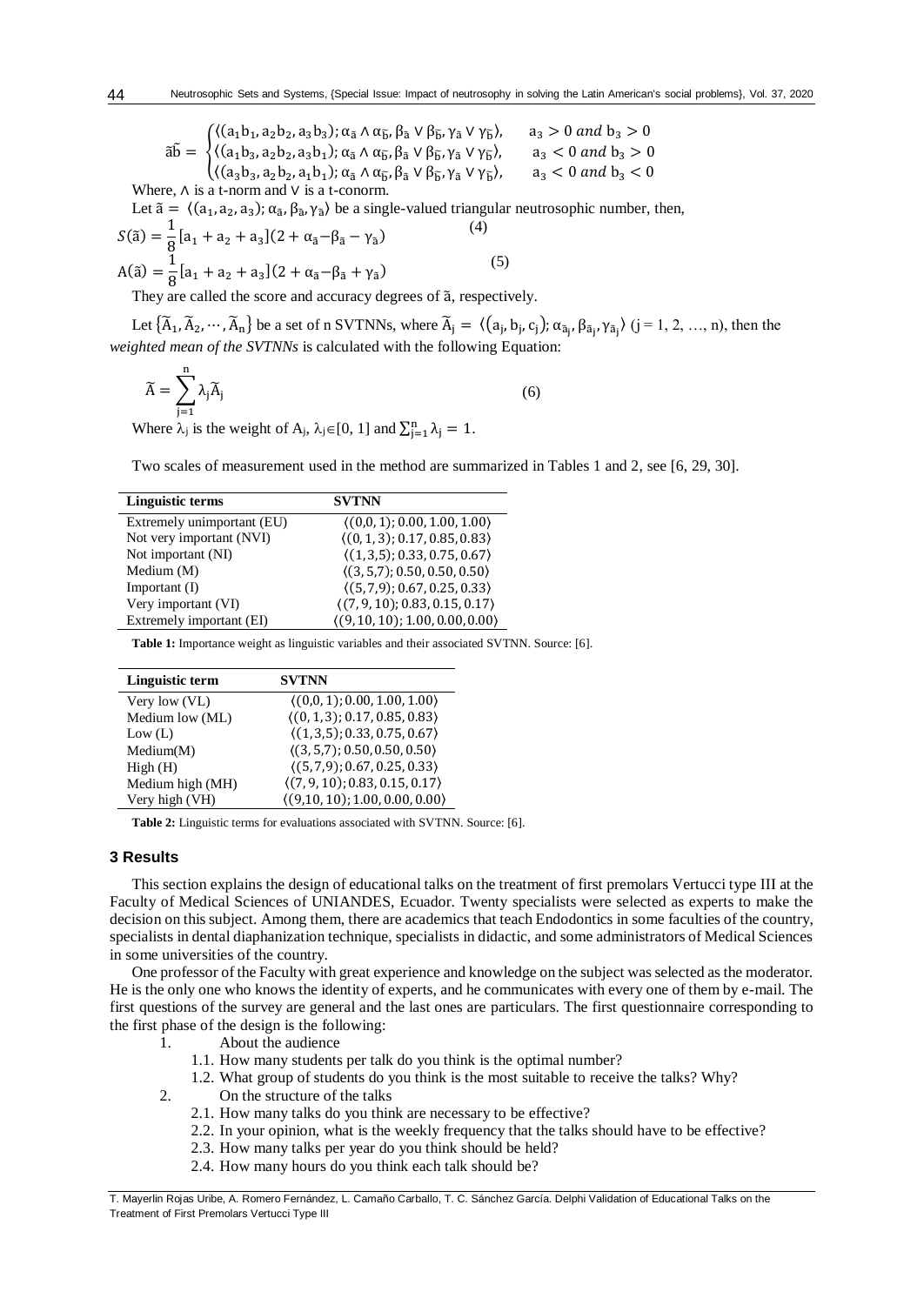$$\tilde{a}\tilde{b} = \begin{cases} \langle (a_1b_1, a_2b_2, a_3b_3); \alpha_{\tilde{a}} \wedge \alpha_{\tilde{b}}, \beta_{\tilde{a}} \vee \beta_{\tilde{b}}, \gamma_{\tilde{a}} \vee \gamma_{\tilde{b}} \rangle, & a_3 > 0 \text{ and } b_3 > 0 \\ \langle (a_1b_3, a_2b_2, a_3b_1); \alpha_{\tilde{a}} \wedge \alpha_{\tilde{b}}, \beta_{\tilde{a}} \vee \beta_{\tilde{b}}, \gamma_{\tilde{a}} \vee \gamma_{\tilde{b}} \rangle, & a_3 < 0 \text{ and } b_3 > 0 \\ \langle (a_3b_3, a_2b_2, a_1b_1); \alpha_{\tilde{a}} \wedge \alpha_{\tilde{b}}, \beta_{\tilde{a}} \vee \beta_{\tilde{b}}, \gamma_{\tilde{a}} \vee \gamma_{\tilde{b}} \rangle, & a_3 < 0 \text{ and } b_3 < 0 \end{cases}$$

Where, $\wedge$ is a t-norm and $\vee$ is a t-conorm.

Let $\tilde{a} = \langle (a_1, a_2, a_3); \alpha_{\tilde{a}}, \beta_{\tilde{a}}, \gamma_{\tilde{a}} \rangle$ be a single-valued triangular neutrosophic number, then,

$$S(\tilde{a}) = \frac{1}{8}[a_1 + a_2 + a_3](2 + \alpha_{\tilde{a}} - \beta_{\tilde{a}} - \gamma_{\tilde{a}}) \quad (4)$$

$$A(\tilde{a}) = \frac{1}{8}[a_1 + a_2 + a_3](2 + \alpha_{\tilde{a}} - \beta_{\tilde{a}} + \gamma_{\tilde{a}}) \quad (5)$$

They are called the score and accuracy degrees of $\tilde{a}$, respectively.

Let $\{\tilde{A}_1, \tilde{A}_2, \cdots, \tilde{A}_n\}$ be a set of n SVTNNs, where $\tilde{A}_j = \langle (a_j, b_j, c_j); \alpha_{\tilde{a}_j}, \beta_{\tilde{a}_j}, \gamma_{\tilde{a}_j} \rangle$ (j = 1, 2, …, n), then the *weighted mean of the SVTNNs* is calculated with the following Equation:

$$\tilde{A} = \sum_{j=1}^{n} \lambda_j \tilde{A}_j \quad (6)$$

Where $\lambda_j$ is the weight of $A_j$, $\lambda_j \in [0, 1]$ and $\sum_{j=1}^{n} \lambda_j = 1$.

Two scales of measurement used in the method are summarized in Tables 1 and 2, see [6, 29, 30].

| Linguistic terms | SVTNN |
|---|---|
| Extremely unimportant (EU) | $\langle (0,0,1); 0.00, 1.00, 1.00 \rangle$ |
| Not very important (NVI) | $\langle (0,1,3); 0.17, 0.85, 0.83 \rangle$ |
| Not important (NI) | $\langle (1,3,5); 0.33, 0.75, 0.67 \rangle$ |
| Medium (M) | $\langle (3,5,7); 0.50, 0.50, 0.50 \rangle$ |
| Important (I) | $\langle (5,7,9); 0.67, 0.25, 0.33 \rangle$ |
| Very important (VI) | $\langle (7,9,10); 0.83, 0.15, 0.17 \rangle$ |
| Extremely important (EI) | $\langle (9,10,10); 1.00, 0.00, 0.00 \rangle$ |

**Table 1:** Importance weight as linguistic variables and their associated SVTNN. Source: [6].

| Linguistic term | SVTNN |
|---|---|
| Very low (VL) | $\langle (0,0,1); 0.00, 1.00, 1.00 \rangle$ |
| Medium low (ML) | $\langle (0,1,3); 0.17, 0.85, 0.83 \rangle$ |
| Low (L) | $\langle (1,3,5); 0.33, 0.75, 0.67 \rangle$ |
| Medium(M) | $\langle (3,5,7); 0.50, 0.50, 0.50 \rangle$ |
| High (H) | $\langle (5,7,9); 0.67, 0.25, 0.33 \rangle$ |
| Medium high (MH) | $\langle (7,9,10); 0.83, 0.15, 0.17 \rangle$ |
| Very high (VH) | $\langle (9,10,10); 1.00, 0.00, 0.00 \rangle$ |

**Table 2:** Linguistic terms for evaluations associated with SVTNN. Source: [6].

## 3 Results

This section explains the design of educational talks on the treatment of first premolars Vertucci type III at the Faculty of Medical Sciences of UNIANDES, Ecuador. Twenty specialists were selected as experts to make the decision on this subject. Among them, there are academics that teach Endodontics in some faculties of the country, specialists in dental diaphanization technique, specialists in didactic, and some administrators of Medical Sciences in some universities of the country.

One professor of the Faculty with great experience and knowledge on the subject was selected as the moderator. He is the only one who knows the identity of experts, and he communicates with every one of them by e-mail. The first questions of the survey are general and the last ones are particulars. The first questionnaire corresponding to the first phase of the design is the following:

1. About the audience
   - 1.1. How many students per talk do you think is the optimal number?
   - 1.2. What group of students do you think is the most suitable to receive the talks? Why?
2. On the structure of the talks
   - 2.1. How many talks do you think are necessary to be effective?
   - 2.2. In your opinion, what is the weekly frequency that the talks should have to be effective?
   - 2.3. How many talks per year do you think should be held?
   - 2.4. How many hours do you think each talk should be?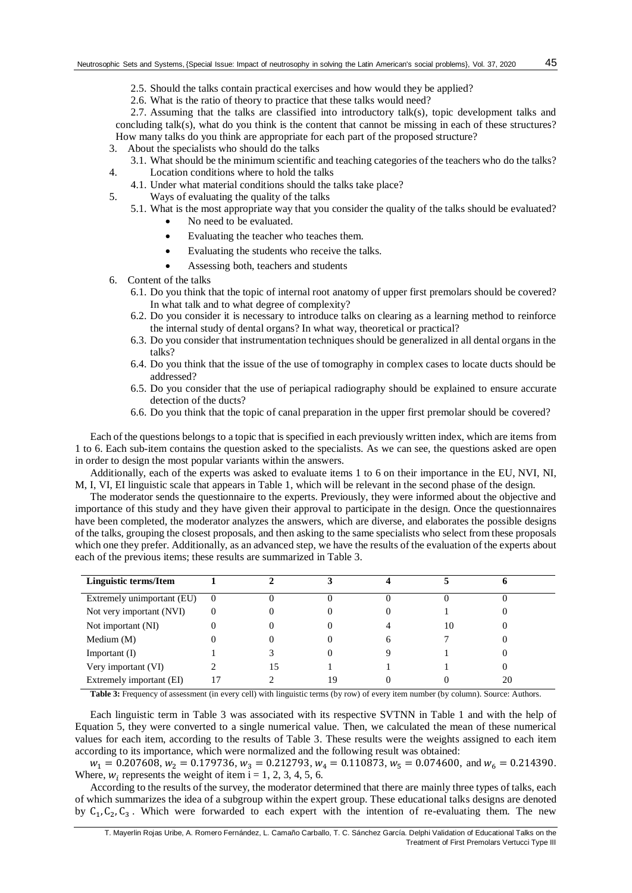2.5. Should the talks contain practical exercises and how would they be applied?

2.6. What is the ratio of theory to practice that these talks would need?

2.7. Assuming that the talks are classified into introductory talk(s), topic development talks and concluding talk(s), what do you think is the content that cannot be missing in each of these structures? How many talks do you think are appropriate for each part of the proposed structure?

3. About the specialists who should do the talks
   3.1. What should be the minimum scientific and teaching categories of the teachers who do the talks?
4. Location conditions where to hold the talks
   4.1. Under what material conditions should the talks take place?
5. Ways of evaluating the quality of the talks
   5.1. What is the most appropriate way that you consider the quality of the talks should be evaluated?
   - No need to be evaluated.
   - Evaluating the teacher who teaches them.
   - Evaluating the students who receive the talks.
   - Assessing both, teachers and students
6. Content of the talks
   6.1. Do you think that the topic of internal root anatomy of upper first premolars should be covered? In what talk and to what degree of complexity?
   6.2. Do you consider it is necessary to introduce talks on clearing as a learning method to reinforce the internal study of dental organs? In what way, theoretical or practical?
   6.3. Do you consider that instrumentation techniques should be generalized in all dental organs in the talks?
   6.4. Do you think that the issue of the use of tomography in complex cases to locate ducts should be addressed?
   6.5. Do you consider that the use of periapical radiography should be explained to ensure accurate detection of the ducts?
   6.6. Do you think that the topic of canal preparation in the upper first premolar should be covered?

Each of the questions belongs to a topic that is specified in each previously written index, which are items from 1 to 6. Each sub-item contains the question asked to the specialists. As we can see, the questions asked are open in order to design the most popular variants within the answers.

Additionally, each of the experts was asked to evaluate items 1 to 6 on their importance in the EU, NVI, NI, M, I, VI, EI linguistic scale that appears in Table 1, which will be relevant in the second phase of the design.

The moderator sends the questionnaire to the experts. Previously, they were informed about the objective and importance of this study and they have given their approval to participate in the design. Once the questionnaires have been completed, the moderator analyzes the answers, which are diverse, and elaborates the possible designs of the talks, grouping the closest proposals, and then asking to the same specialists who select from these proposals which one they prefer. Additionally, as an advanced step, we have the results of the evaluation of the experts about each of the previous items; these results are summarized in Table 3.

| Linguistic terms/Item | 1 | 2 | 3 | 4 | 5 | 6 |
|---|---|---|---|---|---|---|
| Extremely unimportant (EU) | 0 | 0 | 0 | 0 | 0 | 0 |
| Not very important (NVI) | 0 | 0 | 0 | 0 | 1 | 0 |
| Not important (NI) | 0 | 0 | 0 | 4 | 10 | 0 |
| Medium (M) | 0 | 0 | 0 | 6 | 7 | 0 |
| Important (I) | 1 | 3 | 0 | 9 | 1 | 0 |
| Very important (VI) | 2 | 15 | 1 | 1 | 1 | 0 |
| Extremely important (EI) | 17 | 2 | 19 | 0 | 0 | 20 |

**Table 3:** Frequency of assessment (in every cell) with linguistic terms (by row) of every item number (by column). Source: Authors.

Each linguistic term in Table 3 was associated with its respective SVTNN in Table 1 and with the help of Equation 5, they were converted to a single numerical value. Then, we calculated the mean of these numerical values for each item, according to the results of Table 3. These results were the weights assigned to each item according to its importance, which were normalized and the following result was obtained:

$w_1 = 0.207608$, $w_2 = 0.179736$, $w_3 = 0.212793$, $w_4 = 0.110873$, $w_5 = 0.074600$, and $w_6 = 0.214390$. Where, $w_i$ represents the weight of item i = 1, 2, 3, 4, 5, 6.

According to the results of the survey, the moderator determined that there are mainly three types of talks, each of which summarizes the idea of a subgroup within the expert group. These educational talks designs are denoted by $C_1, C_2, C_3$. Which were forwarded to each expert with the intention of re-evaluating them. The new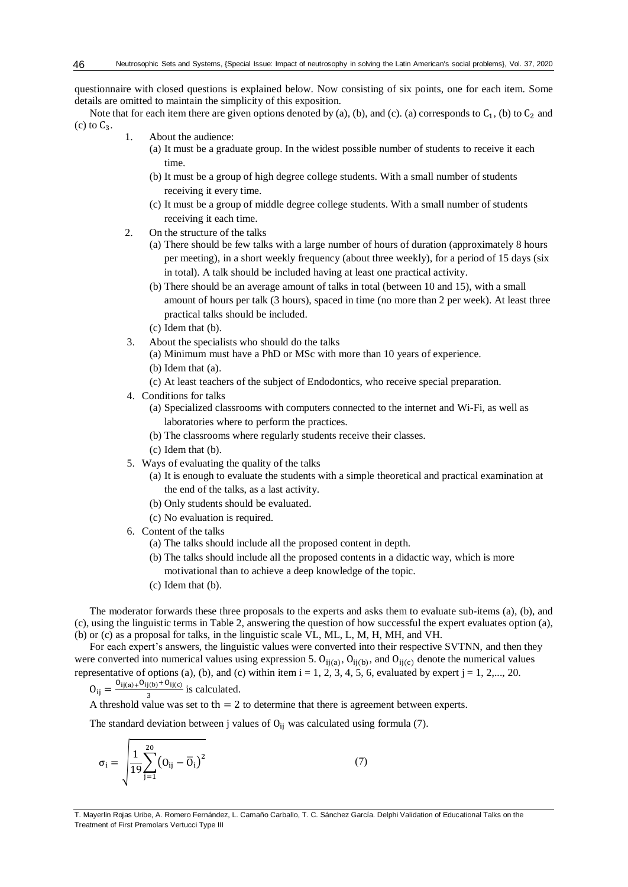questionnaire with closed questions is explained below. Now consisting of six points, one for each item. Some details are omitted to maintain the simplicity of this exposition.

Note that for each item there are given options denoted by (a), (b), and (c). (a) corresponds to $C_1$, (b) to $C_2$ and (c) to $C_3$.

1. About the audience:
   (a) It must be a graduate group. In the widest possible number of students to receive it each time.
   (b) It must be a group of high degree college students. With a small number of students receiving it every time.
   (c) It must be a group of middle degree college students. With a small number of students receiving it each time.
2. On the structure of the talks
   (a) There should be few talks with a large number of hours of duration (approximately 8 hours per meeting), in a short weekly frequency (about three weekly), for a period of 15 days (six in total). A talk should be included having at least one practical activity.
   (b) There should be an average amount of talks in total (between 10 and 15), with a small amount of hours per talk (3 hours), spaced in time (no more than 2 per week). At least three practical talks should be included.
   (c) Idem that (b).
3. About the specialists who should do the talks
   (a) Minimum must have a PhD or MSc with more than 10 years of experience.
   (b) Idem that (a).
   (c) At least teachers of the subject of Endodontics, who receive special preparation.
4. Conditions for talks
   (a) Specialized classrooms with computers connected to the internet and Wi-Fi, as well as laboratories where to perform the practices.
   (b) The classrooms where regularly students receive their classes.
   (c) Idem that (b).
5. Ways of evaluating the quality of the talks
   (a) It is enough to evaluate the students with a simple theoretical and practical examination at the end of the talks, as a last activity.
   (b) Only students should be evaluated.
   (c) No evaluation is required.
6. Content of the talks
   (a) The talks should include all the proposed content in depth.
   (b) The talks should include all the proposed contents in a didactic way, which is more motivational than to achieve a deep knowledge of the topic.
   (c) Idem that (b).

The moderator forwards these three proposals to the experts and asks them to evaluate sub-items (a), (b), and (c), using the linguistic terms in Table 2, answering the question of how successful the expert evaluates option (a), (b) or (c) as a proposal for talks, in the linguistic scale VL, ML, L, M, H, MH, and VH.

For each expert's answers, the linguistic values were converted into their respective SVTNN, and then they were converted into numerical values using expression 5. $O_{ij(a)}$, $O_{ij(b)}$, and $O_{ij(c)}$ denote the numerical values representative of options (a), (b), and (c) within item i = 1, 2, 3, 4, 5, 6, evaluated by expert j = 1, 2,..., 20.

$O_{ij} = \frac{O_{ij(a)}+O_{ij(b)}+O_{ij(c)}}{3}$ is calculated.

A threshold value was set to $th = 2$ to determine that there is agreement between experts.

The standard deviation between j values of $O_{ij}$ was calculated using formula (7).

$$\sigma_i = \sqrt{\frac{1}{19}\sum_{j=1}^{20}\left(O_{ij} - \bar{O}_i\right)^2} \qquad (7)$$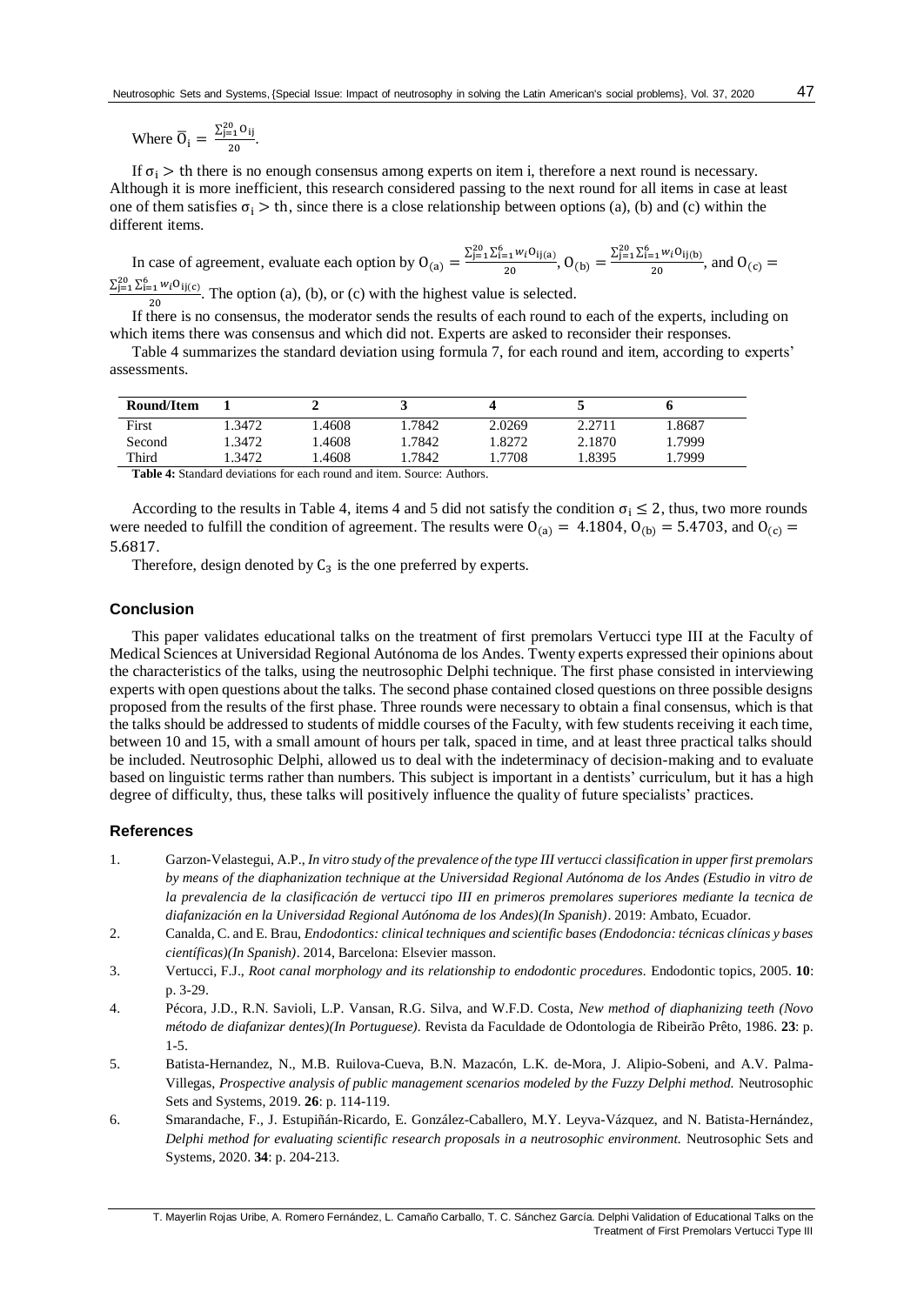Where $\overline{O}_i = \frac{\sum_{j=1}^{20} O_{ij}}{20}$.

If $\sigma_i > th$ there is no enough consensus among experts on item i, therefore a next round is necessary. Although it is more inefficient, this research considered passing to the next round for all items in case at least one of them satisfies $\sigma_i > th$, since there is a close relationship between options (a), (b) and (c) within the different items.

In case of agreement, evaluate each option by $O_{(a)} = \frac{\sum_{j=1}^{20}\sum_{i=1}^{6} w_i O_{ij(a)}}{20}$, $O_{(b)} = \frac{\sum_{j=1}^{20}\sum_{i=1}^{6} w_i O_{ij(b)}}{20}$, and $O_{(c)} = \frac{\sum_{j=1}^{20}\sum_{i=1}^{6} w_i O_{ij(c)}}{20}$. The option (a), (b), or (c) with the highest value is selected.

If there is no consensus, the moderator sends the results of each round to each of the experts, including on which items there was consensus and which did not. Experts are asked to reconsider their responses.

Table 4 summarizes the standard deviation using formula 7, for each round and item, according to experts' assessments.

| Round/Item | 1 | 2 | 3 | 4 | 5 | 6 |
|---|---|---|---|---|---|---|
| First | 1.3472 | 1.4608 | 1.7842 | 2.0269 | 2.2711 | 1.8687 |
| Second | 1.3472 | 1.4608 | 1.7842 | 1.8272 | 2.1870 | 1.7999 |
| Third | 1.3472 | 1.4608 | 1.7842 | 1.7708 | 1.8395 | 1.7999 |

**Table 4:** Standard deviations for each round and item. Source: Authors.

According to the results in Table 4, items 4 and 5 did not satisfy the condition $\sigma_i \leq 2$, thus, two more rounds were needed to fulfill the condition of agreement. The results were $O_{(a)} = 4.1804$, $O_{(b)} = 5.4703$, and $O_{(c)} = 5.6817$.

Therefore, design denoted by $C_3$ is the one preferred by experts.

## Conclusion

This paper validates educational talks on the treatment of first premolars Vertucci type III at the Faculty of Medical Sciences at Universidad Regional Autónoma de los Andes. Twenty experts expressed their opinions about the characteristics of the talks, using the neutrosophic Delphi technique. The first phase consisted in interviewing experts with open questions about the talks. The second phase contained closed questions on three possible designs proposed from the results of the first phase. Three rounds were necessary to obtain a final consensus, which is that the talks should be addressed to students of middle courses of the Faculty, with few students receiving it each time, between 10 and 15, with a small amount of hours per talk, spaced in time, and at least three practical talks should be included. Neutrosophic Delphi, allowed us to deal with the indeterminacy of decision-making and to evaluate based on linguistic terms rather than numbers. This subject is important in a dentists' curriculum, but it has a high degree of difficulty, thus, these talks will positively influence the quality of future specialists' practices.

## References

1. Garzon-Velastegui, A.P., *In vitro study of the prevalence of the type III vertucci classification in upper first premolars by means of the diaphanization technique at the Universidad Regional Autónoma de los Andes (Estudio in vitro de la prevalencia de la clasificación de vertucci tipo III en primeros premolares superiores mediante la tecnica de diafanización en la Universidad Regional Autónoma de los Andes)(In Spanish)*. 2019: Ambato, Ecuador.
2. Canalda, C. and E. Brau, *Endodontics: clinical techniques and scientific bases (Endodoncia: técnicas clínicas y bases científicas)(In Spanish)*. 2014, Barcelona: Elsevier masson.
3. Vertucci, F.J., *Root canal morphology and its relationship to endodontic procedures.* Endodontic topics, 2005. **10**: p. 3-29.
4. Pécora, J.D., R.N. Savioli, L.P. Vansan, R.G. Silva, and W.F.D. Costa, *New method of diaphanizing teeth (Novo método de diafanizar dentes)(In Portuguese).* Revista da Faculdade de Odontologia de Ribeirão Prêto, 1986. **23**: p. 1-5.
5. Batista-Hernandez, N., M.B. Ruilova-Cueva, B.N. Mazacón, L.K. de-Mora, J. Alipio-Sobeni, and A.V. Palma-Villegas, *Prospective analysis of public management scenarios modeled by the Fuzzy Delphi method.* Neutrosophic Sets and Systems, 2019. **26**: p. 114-119.
6. Smarandache, F., J. Estupiñán-Ricardo, E. González-Caballero, M.Y. Leyva-Vázquez, and N. Batista-Hernández, *Delphi method for evaluating scientific research proposals in a neutrosophic environment.* Neutrosophic Sets and Systems, 2020. **34**: p. 204-213.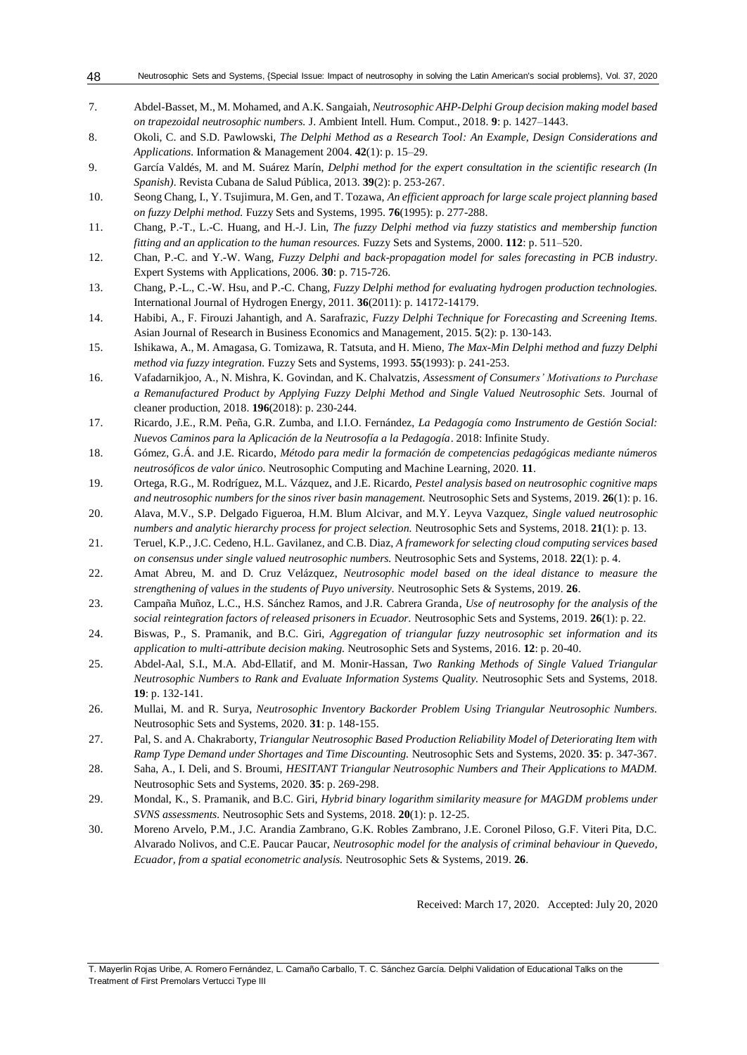7. Abdel-Basset, M., M. Mohamed, and A.K. Sangaiah, *Neutrosophic AHP-Delphi Group decision making model based on trapezoidal neutrosophic numbers.* J. Ambient Intell. Hum. Comput., 2018. **9**: p. 1427–1443.
8. Okoli, C. and S.D. Pawlowski, *The Delphi Method as a Research Tool: An Example, Design Considerations and Applications.* Information & Management 2004. **42**(1): p. 15–29.
9. García Valdés, M. and M. Suárez Marín, *Delphi method for the expert consultation in the scientific research (In Spanish).* Revista Cubana de Salud Pública, 2013. **39**(2): p. 253-267.
10. Seong Chang, I., Y. Tsujimura, M. Gen, and T. Tozawa, *An efficient approach for large scale project planning based on fuzzy Delphi method.* Fuzzy Sets and Systems, 1995. **76**(1995): p. 277-288.
11. Chang, P.-T., L.-C. Huang, and H.-J. Lin, *The fuzzy Delphi method via fuzzy statistics and membership function fitting and an application to the human resources.* Fuzzy Sets and Systems, 2000. **112**: p. 511–520.
12. Chan, P.-C. and Y.-W. Wang, *Fuzzy Delphi and back-propagation model for sales forecasting in PCB industry.* Expert Systems with Applications, 2006. **30**: p. 715-726.
13. Chang, P.-L., C.-W. Hsu, and P.-C. Chang, *Fuzzy Delphi method for evaluating hydrogen production technologies.* International Journal of Hydrogen Energy, 2011. **36**(2011): p. 14172-14179.
14. Habibi, A., F. Firouzi Jahantigh, and A. Sarafrazic, *Fuzzy Delphi Technique for Forecasting and Screening Items.* Asian Journal of Research in Business Economics and Management, 2015. **5**(2): p. 130-143.
15. Ishikawa, A., M. Amagasa, G. Tomizawa, R. Tatsuta, and H. Mieno, *The Max-Min Delphi method and fuzzy Delphi method via fuzzy integration.* Fuzzy Sets and Systems, 1993. **55**(1993): p. 241-253.
16. Vafadarnikjoo, A., N. Mishra, K. Govindan, and K. Chalvatzis, *Assessment of Consumers' Motivations to Purchase a Remanufactured Product by Applying Fuzzy Delphi Method and Single Valued Neutrosophic Sets.* Journal of cleaner production, 2018. **196**(2018): p. 230-244.
17. Ricardo, J.E., R.M. Peña, G.R. Zumba, and I.I.O. Fernández, *La Pedagogía como Instrumento de Gestión Social: Nuevos Caminos para la Aplicación de la Neutrosofía a la Pedagogía*. 2018: Infinite Study.
18. Gómez, G.Á. and J.E. Ricardo, *Método para medir la formación de competencias pedagógicas mediante números neutrosóficos de valor único.* Neutrosophic Computing and Machine Learning, 2020. **11**.
19. Ortega, R.G., M. Rodríguez, M.L. Vázquez, and J.E. Ricardo, *Pestel analysis based on neutrosophic cognitive maps and neutrosophic numbers for the sinos river basin management.* Neutrosophic Sets and Systems, 2019. **26**(1): p. 16.
20. Alava, M.V., S.P. Delgado Figueroa, H.M. Blum Alcivar, and M.Y. Leyva Vazquez, *Single valued neutrosophic numbers and analytic hierarchy process for project selection.* Neutrosophic Sets and Systems, 2018. **21**(1): p. 13.
21. Teruel, K.P., J.C. Cedeno, H.L. Gavilanez, and C.B. Diaz, *A framework for selecting cloud computing services based on consensus under single valued neutrosophic numbers.* Neutrosophic Sets and Systems, 2018. **22**(1): p. 4.
22. Amat Abreu, M. and D. Cruz Velázquez, *Neutrosophic model based on the ideal distance to measure the strengthening of values in the students of Puyo university.* Neutrosophic Sets & Systems, 2019. **26**.
23. Campaña Muñoz, L.C., H.S. Sánchez Ramos, and J.R. Cabrera Granda, *Use of neutrosophy for the analysis of the social reintegration factors of released prisoners in Ecuador.* Neutrosophic Sets and Systems, 2019. **26**(1): p. 22.
24. Biswas, P., S. Pramanik, and B.C. Giri, *Aggregation of triangular fuzzy neutrosophic set information and its application to multi-attribute decision making.* Neutrosophic Sets and Systems, 2016. **12**: p. 20-40.
25. Abdel-Aal, S.I., M.A. Abd-Ellatif, and M. Monir-Hassan, *Two Ranking Methods of Single Valued Triangular Neutrosophic Numbers to Rank and Evaluate Information Systems Quality.* Neutrosophic Sets and Systems, 2018. **19**: p. 132-141.
26. Mullai, M. and R. Surya, *Neutrosophic Inventory Backorder Problem Using Triangular Neutrosophic Numbers.* Neutrosophic Sets and Systems, 2020. **31**: p. 148-155.
27. Pal, S. and A. Chakraborty, *Triangular Neutrosophic Based Production Reliability Model of Deteriorating Item with Ramp Type Demand under Shortages and Time Discounting.* Neutrosophic Sets and Systems, 2020. **35**: p. 347-367.
28. Saha, A., I. Deli, and S. Broumi, *HESITANT Triangular Neutrosophic Numbers and Their Applications to MADM.* Neutrosophic Sets and Systems, 2020. **35**: p. 269-298.
29. Mondal, K., S. Pramanik, and B.C. Giri, *Hybrid binary logarithm similarity measure for MAGDM problems under SVNS assessments.* Neutrosophic Sets and Systems, 2018. **20**(1): p. 12-25.
30. Moreno Arvelo, P.M., J.C. Arandia Zambrano, G.K. Robles Zambrano, J.E. Coronel Piloso, G.F. Viteri Pita, D.C. Alvarado Nolivos, and C.E. Paucar Paucar, *Neutrosophic model for the analysis of criminal behaviour in Quevedo, Ecuador, from a spatial econometric analysis.* Neutrosophic Sets & Systems, 2019. **26**.

Received: March 17, 2020. Accepted: July 20, 2020